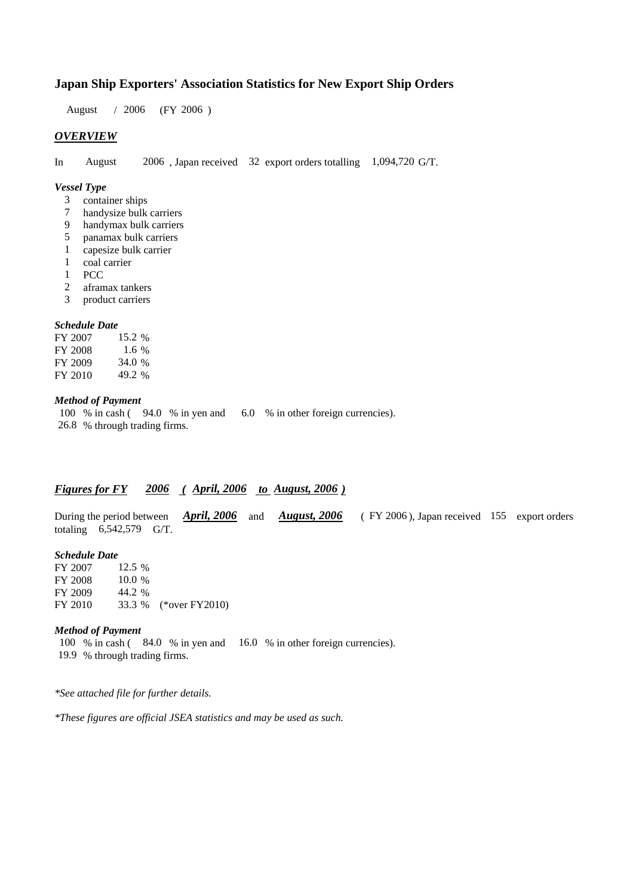# Japan Ship Exporters' Association Statistics for New Export Ship Orders

August / 2006 (FY 2006 )

## *OVERVIEW*

In August 2006 , Japan received 32 export orders totalling 1,094,720 G/T.

### *Vessel Type*

- 3 container ships
- 7 handysize bulk carriers
- 9 handymax bulk carriers
- 5 panamax bulk carriers
- 1 capesize bulk carrier
- 1 coal carrier
- 1 PCC
- 2 aframax tankers
- 3 product carriers

### *Schedule Date*

| | |
|---|---|
| FY 2007 | 15.2 % |
| FY 2008 | 1.6 % |
| FY 2009 | 34.0 % |
| FY 2010 | 49.2 % |

### *Method of Payment*

100 % in cash ( 94.0 % in yen and 6.0 % in other foreign currencies).
26.8 % through trading firms.

## *Figures for FY 2006 ( April, 2006 to August, 2006 )*

During the period between *April, 2006* and *August, 2006* ( FY 2006 ), Japan received 155 export orders totaling 6,542,579 G/T.

### *Schedule Date*

| | | |
|---|---|---|
| FY 2007 | 12.5 % | |
| FY 2008 | 10.0 % | |
| FY 2009 | 44.2 % | |
| FY 2010 | 33.3 % | (*over FY2010) |

### *Method of Payment*

100 % in cash ( 84.0 % in yen and 16.0 % in other foreign currencies).
19.9 % through trading firms.

*\*See attached file for further details.*

*\*These figures are official JSEA statistics and may be used as such.*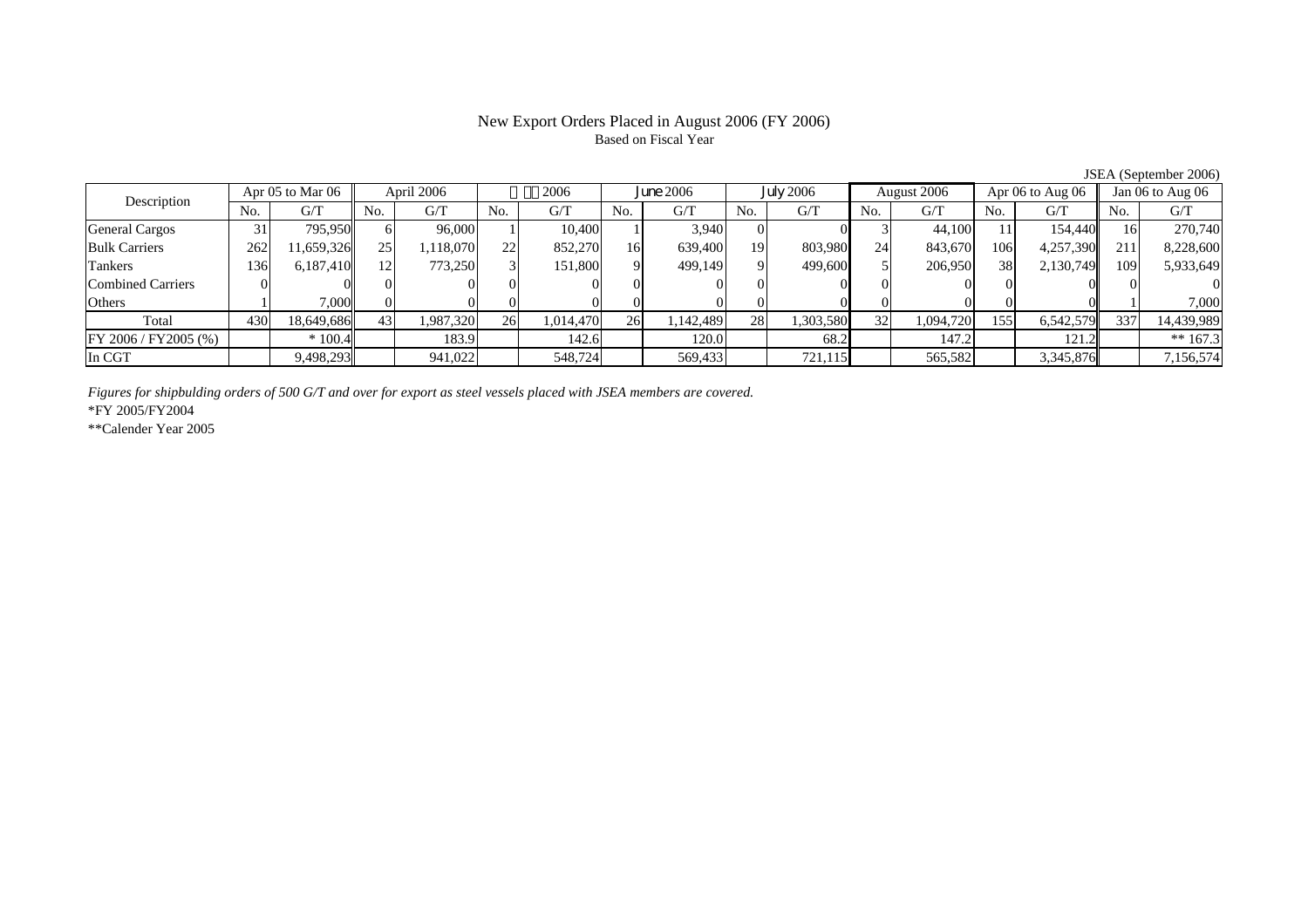# New Export Orders Placed in August 2006 (FY 2006)

Based on Fiscal Year

JSEA (September 2006)

| Description | Apr 05 to Mar 06 | | April 2006 | | 2006 | | June 2006 | | July 2006 | | August 2006 | | Apr 06 to Aug 06 | | Jan 06 to Aug 06 | |
|---|---|---|---|---|---|---|---|---|---|---|---|---|---|---|---|---|
| | No. | G/T | No. | G/T | No. | G/T | No. | G/T | No. | G/T | No. | G/T | No. | G/T | No. | G/T |
| General Cargos | 31 | 795,950 | 6 | 96,000 | 1 | 10,400 | 1 | 3,940 | 0 | 0 | 3 | 44,100 | 11 | 154,440 | 16 | 270,740 |
| Bulk Carriers | 262 | 11,659,326 | 25 | 1,118,070 | 22 | 852,270 | 16 | 639,400 | 19 | 803,980 | 24 | 843,670 | 106 | 4,257,390 | 211 | 8,228,600 |
| Tankers | 136 | 6,187,410 | 12 | 773,250 | 3 | 151,800 | 9 | 499,149 | 9 | 499,600 | 5 | 206,950 | 38 | 2,130,749 | 109 | 5,933,649 |
| Combined Carriers | 0 | 0 | 0 | 0 | 0 | 0 | 0 | 0 | 0 | 0 | 0 | 0 | 0 | 0 | 0 | 0 |
| Others | 1 | 7,000 | 0 | 0 | 0 | 0 | 0 | 0 | 0 | 0 | 0 | 0 | 0 | 0 | 1 | 7,000 |
| Total | 430 | 18,649,686 | 43 | 1,987,320 | 26 | 1,014,470 | 26 | 1,142,489 | 28 | 1,303,580 | 32 | 1,094,720 | 155 | 6,542,579 | 337 | 14,439,989 |
| FY 2006 / FY2005 (%) | | * 100.4 | | 183.9 | | 142.6 | | 120.0 | | 68.2 | | 147.2 | | 121.2 | | ** 167.3 |
| In CGT | | 9,498,293 | | 941,022 | | 548,724 | | 569,433 | | 721,115 | | 565,582 | | 3,345,876 | | 7,156,574 |

*Figures for shipbulding orders of 500 G/T and over for export as steel vessels placed with JSEA members are covered.*

*FY 2005/FY2004

**Calender Year 2005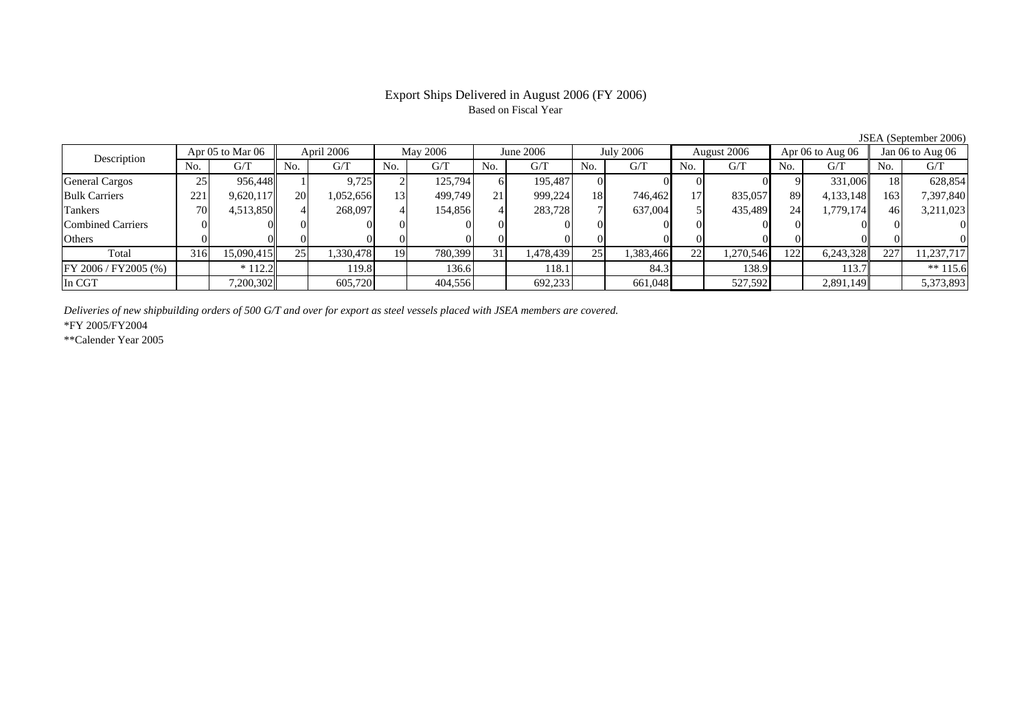# Export Ships Delivered in August 2006 (FY 2006)

Based on Fiscal Year

JSEA (September 2006)

| Description | Apr 05 to Mar 06 | | April 2006 | | May 2006 | | June 2006 | | July 2006 | | August 2006 | | Apr 06 to Aug 06 | | Jan 06 to Aug 06 | |
|---|---|---|---|---|---|---|---|---|---|---|---|---|---|---|---|---|
| | No. | G/T | No. | G/T | No. | G/T | No. | G/T | No. | G/T | No. | G/T | No. | G/T | No. | G/T |
| General Cargos | 25 | 956,448 | 1 | 9,725 | 2 | 125,794 | 6 | 195,487 | 0 | 0 | 0 | 0 | 9 | 331,006 | 18 | 628,854 |
| Bulk Carriers | 221 | 9,620,117 | 20 | 1,052,656 | 13 | 499,749 | 21 | 999,224 | 18 | 746,462 | 17 | 835,057 | 89 | 4,133,148 | 163 | 7,397,840 |
| Tankers | 70 | 4,513,850 | 4 | 268,097 | 4 | 154,856 | 4 | 283,728 | 7 | 637,004 | 5 | 435,489 | 24 | 1,779,174 | 46 | 3,211,023 |
| Combined Carriers | 0 | 0 | 0 | 0 | 0 | 0 | 0 | 0 | 0 | 0 | 0 | 0 | 0 | 0 | 0 | 0 |
| Others | 0 | 0 | 0 | 0 | 0 | 0 | 0 | 0 | 0 | 0 | 0 | 0 | 0 | 0 | 0 | 0 |
| Total | 316 | 15,090,415 | 25 | 1,330,478 | 19 | 780,399 | 31 | 1,478,439 | 25 | 1,383,466 | 22 | 1,270,546 | 122 | 6,243,328 | 227 | 11,237,717 |
| FY 2006 / FY2005 (%) | | * 112.2 | | 119.8 | | 136.6 | | 118.1 | | 84.3 | | 138.9 | | 113.7 | | ** 115.6 |
| In CGT | | 7,200,302 | | 605,720 | | 404,556 | | 692,233 | | 661,048 | | 527,592 | | 2,891,149 | | 5,373,893 |

*Deliveries of new shipbuilding orders of 500 G/T and over for export as steel vessels placed with JSEA members are covered.*

*FY 2005/FY2004

**Calender Year 2005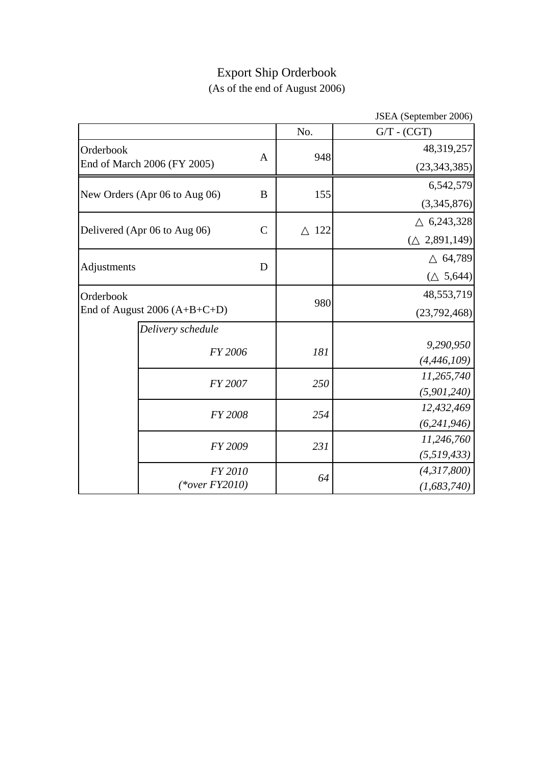# Export Ship Orderbook

(As of the end of August 2006)

JSEA (September 2006)

| | | | No. | G/T - (CGT) |
|---|---|---|---|---|
| Orderbook<br>End of March 2006 (FY 2005) | | A | 948 | 48,319,257<br>(23,343,385) |
| New Orders (Apr 06 to Aug 06) | | B | 155 | 6,542,579<br>(3,345,876) |
| Delivered (Apr 06 to Aug 06) | | C | △ 122 | △ 6,243,328<br>(△ 2,891,149) |
| Adjustments | | D | | △ 64,789<br>(△ 5,644) |
| Orderbook<br>End of August 2006 (A+B+C+D) | | | 980 | 48,553,719<br>(23,792,468) |
| | *Delivery schedule*<br>*FY 2006* | | *181* | *9,290,950*<br>*(4,446,109)* |
| | *FY 2007* | | *250* | *11,265,740*<br>*(5,901,240)* |
| | *FY 2008* | | *254* | *12,432,469*<br>*(6,241,946)* |
| | *FY 2009* | | *231* | *11,246,760*<br>*(5,519,433)* |
| | *FY 2010*<br>*(*over FY2010)* | | *64* | *(4,317,800)*<br>*(1,683,740)* |